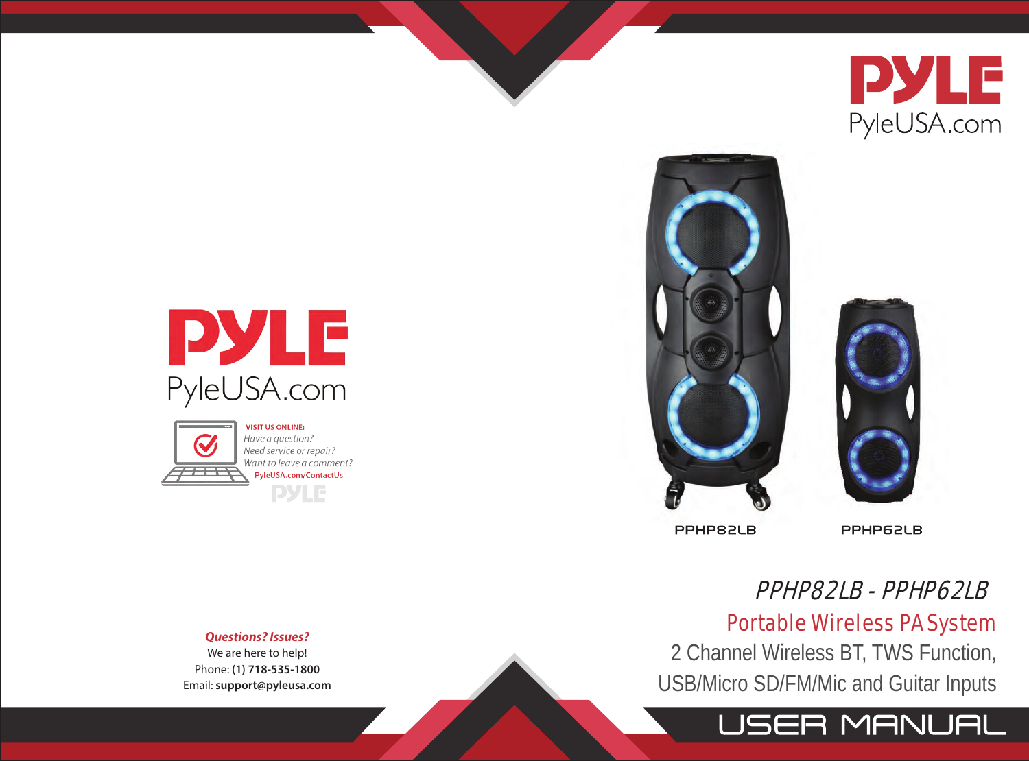# PYLE

PyleUSA.com

**VISIT US ONLINE:**

*Have a question?*
*Need service or repair?*
*Want to leave a comment?*

PyleUSA.com/ContactUs

***Questions? Issues?***

We are here to help!

Phone: **(1) 718-535-1800**

Email: **support@pyleusa.com**

# PYLE

PyleUSA.com

PPHP82LB

PPHP62LB

## *PPHP82LB - PPHP62LB*

## Portable Wireless PA System

2 Channel Wireless BT, TWS Function, USB/Micro SD/FM/Mic and Guitar Inputs

# USER MANUAL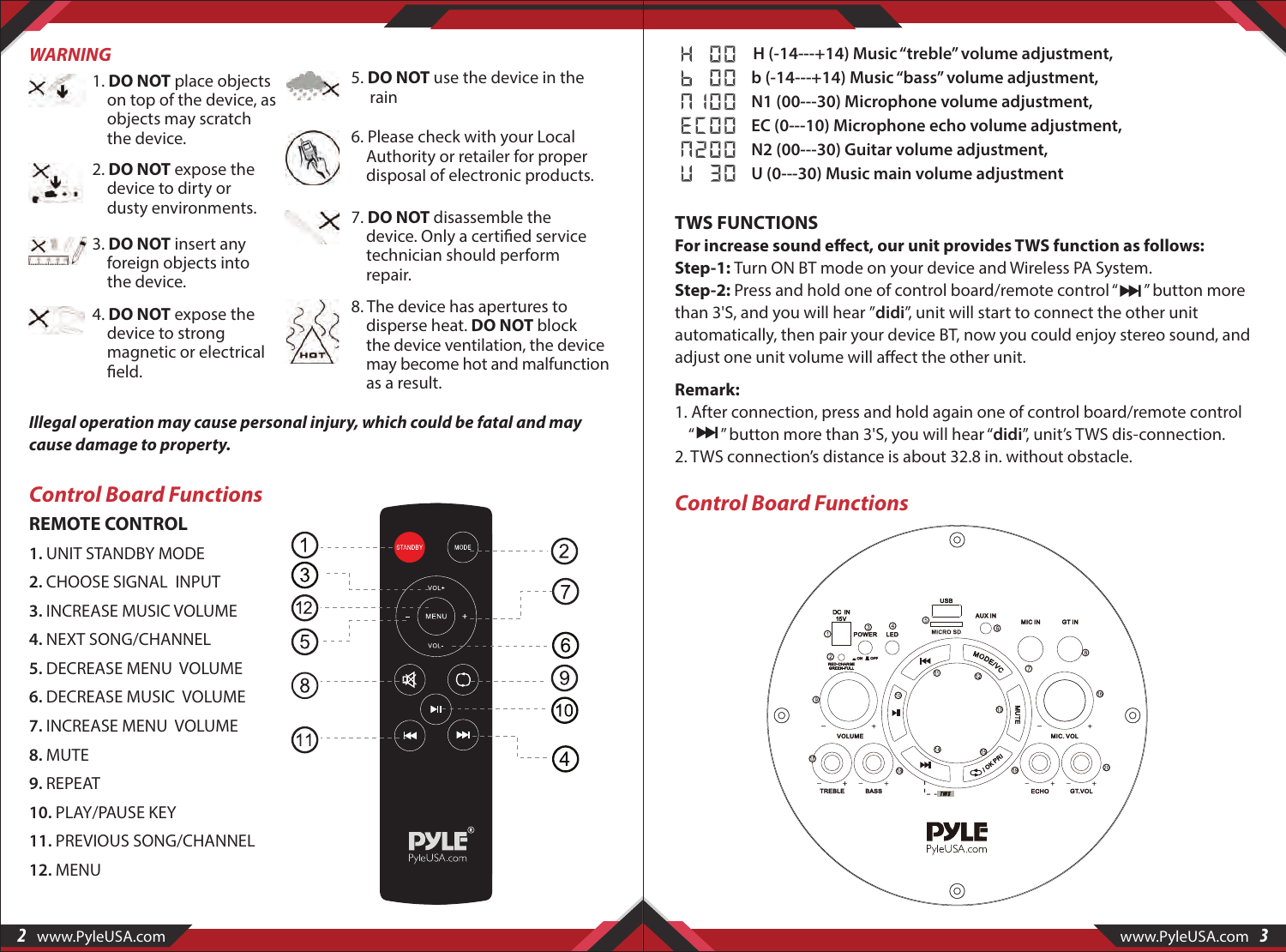## WARNING

1. **DO NOT** place objects on top of the device, as objects may scratch the device.
2. **DO NOT** expose the device to dirty or dusty environments.
3. **DO NOT** insert any foreign objects into the device.
4. **DO NOT** expose the device to strong magnetic or electrical field.
5. **DO NOT** use the device in the rain
6. Please check with your Local Authority or retailer for proper disposal of electronic products.
7. **DO NOT** disassemble the device. Only a certified service technician should perform repair.
8. The device has apertures to disperse heat. **DO NOT** block the device ventilation, the device may become hot and malfunction as a result.

***Illegal operation may cause personal injury, which could be fatal and may cause damage to property.***

## *Control Board Functions*

### REMOTE CONTROL

**1.** UNIT STANDBY MODE
**2.** CHOOSE SIGNAL INPUT
**3.** INCREASE MUSIC VOLUME
**4.** NEXT SONG/CHANNEL
**5.** DECREASE MENU VOLUME
**6.** DECREASE MUSIC VOLUME
**7.** INCREASE MENU VOLUME
**8.** MUTE
**9.** REPEAT
**10.** PLAY/PAUSE KEY
**11.** PREVIOUS SONG/CHANNEL
**12.** MENU

H 00 **H (-14---+14) Music "treble" volume adjustment,**
b 00 **b (-14---+14) Music "bass" volume adjustment,**
N 100 **N1 (00---30) Microphone volume adjustment,**
EC00 **EC (0---10) Microphone echo volume adjustment,**
N200 **N2 (00---30) Guitar volume adjustment,**
U 30 **U (0---30) Music main volume adjustment**

### TWS FUNCTIONS

**For increase sound effect, our unit provides TWS function as follows:**
**Step-1:** Turn ON BT mode on your device and Wireless PA System.
**Step-2:** Press and hold one of control board/remote control "⏭" button more than 3'S, and you will hear "**didi**", unit will start to connect the other unit automatically, then pair your device BT, now you could enjoy stereo sound, and adjust one unit volume will affect the other unit.

**Remark:**
1. After connection, press and hold again one of control board/remote control "⏭" button more than 3'S, you will hear "**didi**", unit's TWS dis-connection.
2. TWS connection's distance is about 32.8 in. without obstacle.

## *Control Board Functions*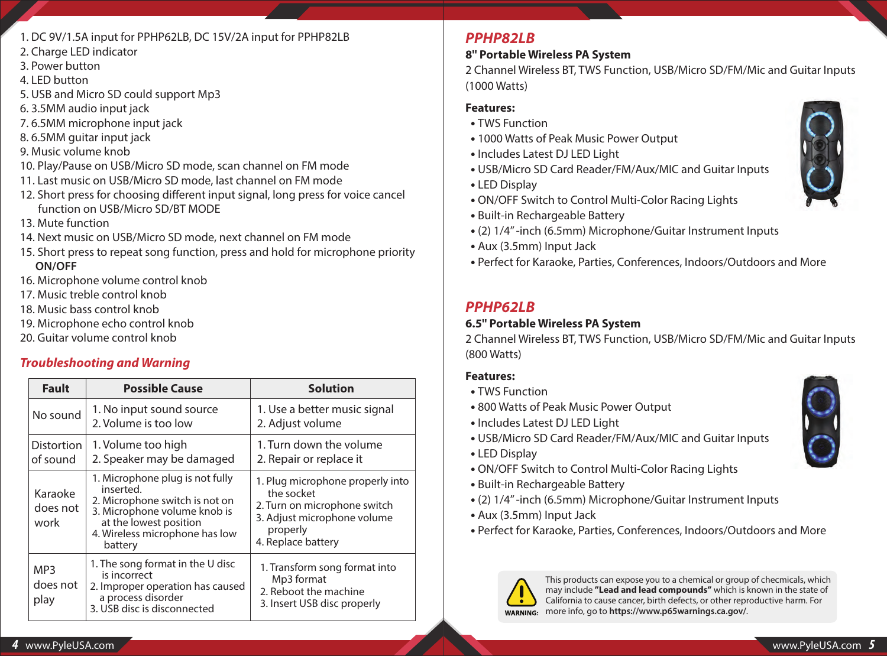1. DC 9V/1.5A input for PPHP62LB, DC 15V/2A input for PPHP82LB
2. Charge LED indicator
3. Power button
4. LED button
5. USB and Micro SD could support Mp3
6. 3.5MM audio input jack
7. 6.5MM microphone input jack
8. 6.5MM guitar input jack
9. Music volume knob
10. Play/Pause on USB/Micro SD mode, scan channel on FM mode
11. Last music on USB/Micro SD mode, last channel on FM mode
12. Short press for choosing different input signal, long press for voice cancel function on USB/Micro SD/BT MODE
13. Mute function
14. Next music on USB/Micro SD mode, next channel on FM mode
15. Short press to repeat song function, press and hold for microphone priority **ON/OFF**
16. Microphone volume control knob
17. Music treble control knob
18. Music bass control knob
19. Microphone echo control knob
20. Guitar volume control knob

## *Troubleshooting and Warning*

| Fault | Possible Cause | Solution |
|---|---|---|
| No sound | 1. No input sound source<br>2. Volume is too low | 1. Use a better music signal<br>2. Adjust volume |
| Distortion of sound | 1. Volume too high<br>2. Speaker may be damaged | 1. Turn down the volume<br>2. Repair or replace it |
| Karaoke does not work | 1. Microphone plug is not fully inserted.<br>2. Microphone switch is not on<br>3. Microphone volume knob is at the lowest position<br>4. Wireless microphone has low battery | 1. Plug microphone properly into the socket<br>2. Turn on microphone switch<br>3. Adjust microphone volume properly<br>4. Replace battery |
| MP3 does not play | 1. The song format in the U disc is incorrect<br>2. Improper operation has caused a process disorder<br>3. USB disc is disconnected | 1. Transform song format into Mp3 format<br>2. Reboot the machine<br>3. Insert USB disc properly |

## *PPHP82LB*

**8" Portable Wireless PA System**

2 Channel Wireless BT, TWS Function, USB/Micro SD/FM/Mic and Guitar Inputs (1000 Watts)

**Features:**

- TWS Function
- 1000 Watts of Peak Music Power Output
- Includes Latest DJ LED Light
- USB/Micro SD Card Reader/FM/Aux/MIC and Guitar Inputs
- LED Display
- ON/OFF Switch to Control Multi-Color Racing Lights
- Built-in Rechargeable Battery
- (2) 1/4"-inch (6.5mm) Microphone/Guitar Instrument Inputs
- Aux (3.5mm) Input Jack
- Perfect for Karaoke, Parties, Conferences, Indoors/Outdoors and More

## *PPHP62LB*

**6.5" Portable Wireless PA System**

2 Channel Wireless BT, TWS Function, USB/Micro SD/FM/Mic and Guitar Inputs (800 Watts)

**Features:**

- TWS Function
- 800 Watts of Peak Music Power Output
- Includes Latest DJ LED Light
- USB/Micro SD Card Reader/FM/Aux/MIC and Guitar Inputs
- LED Display
- ON/OFF Switch to Control Multi-Color Racing Lights
- Built-in Rechargeable Battery
- (2) 1/4"-inch (6.5mm) Microphone/Guitar Instrument Inputs
- Aux (3.5mm) Input Jack
- Perfect for Karaoke, Parties, Conferences, Indoors/Outdoors and More

**WARNING:** This products can expose you to a chemical or group of checmicals, which may include **"Lead and lead compounds"** which is known in the state of California to cause cancer, birth defects, or other reproductive harm. For more info, go to **https://www.p65warnings.ca.gov/**.